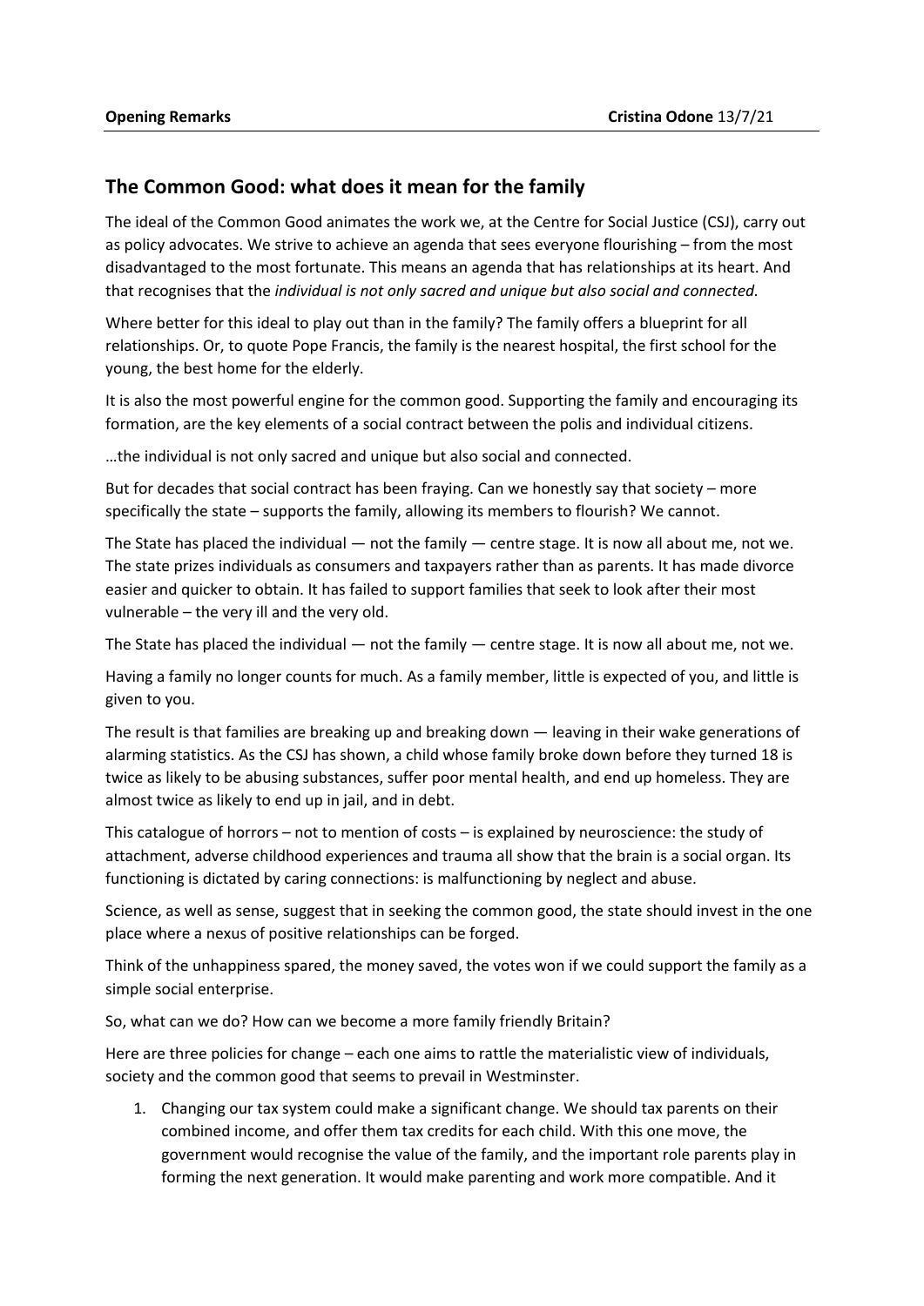**Opening Remarks** **Cristina Odone** 13/7/21

## The Common Good: what does it mean for the family

The ideal of the Common Good animates the work we, at the Centre for Social Justice (CSJ), carry out as policy advocates. We strive to achieve an agenda that sees everyone flourishing – from the most disadvantaged to the most fortunate. This means an agenda that has relationships at its heart. And that recognises that the *individual is not only sacred and unique but also social and connected.*

Where better for this ideal to play out than in the family? The family offers a blueprint for all relationships. Or, to quote Pope Francis, the family is the nearest hospital, the first school for the young, the best home for the elderly.

It is also the most powerful engine for the common good. Supporting the family and encouraging its formation, are the key elements of a social contract between the polis and individual citizens.

…the individual is not only sacred and unique but also social and connected.

But for decades that social contract has been fraying. Can we honestly say that society – more specifically the state – supports the family, allowing its members to flourish? We cannot.

The State has placed the individual — not the family — centre stage. It is now all about me, not we. The state prizes individuals as consumers and taxpayers rather than as parents. It has made divorce easier and quicker to obtain. It has failed to support families that seek to look after their most vulnerable – the very ill and the very old.

The State has placed the individual — not the family — centre stage. It is now all about me, not we.

Having a family no longer counts for much. As a family member, little is expected of you, and little is given to you.

The result is that families are breaking up and breaking down — leaving in their wake generations of alarming statistics. As the CSJ has shown, a child whose family broke down before they turned 18 is twice as likely to be abusing substances, suffer poor mental health, and end up homeless. They are almost twice as likely to end up in jail, and in debt.

This catalogue of horrors – not to mention of costs – is explained by neuroscience: the study of attachment, adverse childhood experiences and trauma all show that the brain is a social organ. Its functioning is dictated by caring connections: is malfunctioning by neglect and abuse.

Science, as well as sense, suggest that in seeking the common good, the state should invest in the one place where a nexus of positive relationships can be forged.

Think of the unhappiness spared, the money saved, the votes won if we could support the family as a simple social enterprise.

So, what can we do? How can we become a more family friendly Britain?

Here are three policies for change – each one aims to rattle the materialistic view of individuals, society and the common good that seems to prevail in Westminster.

1. Changing our tax system could make a significant change. We should tax parents on their combined income, and offer them tax credits for each child. With this one move, the government would recognise the value of the family, and the important role parents play in forming the next generation. It would make parenting and work more compatible. And it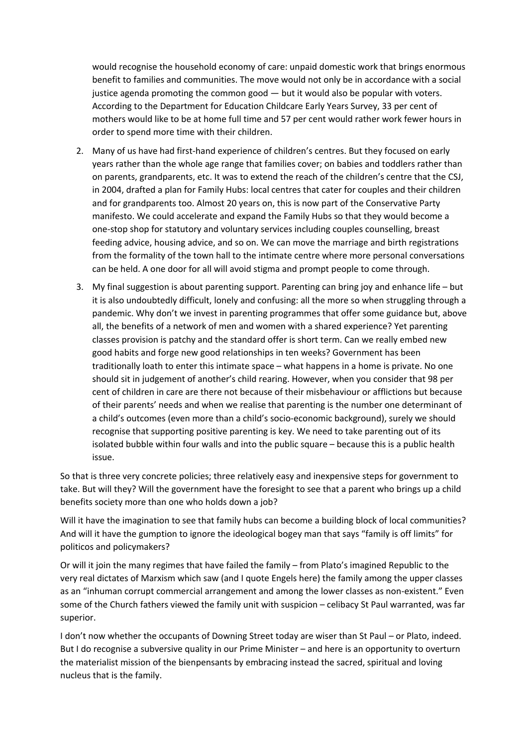would recognise the household economy of care: unpaid domestic work that brings enormous benefit to families and communities. The move would not only be in accordance with a social justice agenda promoting the common good — but it would also be popular with voters. According to the Department for Education Childcare Early Years Survey, 33 per cent of mothers would like to be at home full time and 57 per cent would rather work fewer hours in order to spend more time with their children.

2. Many of us have had first-hand experience of children's centres. But they focused on early years rather than the whole age range that families cover; on babies and toddlers rather than on parents, grandparents, etc. It was to extend the reach of the children's centre that the CSJ, in 2004, drafted a plan for Family Hubs: local centres that cater for couples and their children and for grandparents too. Almost 20 years on, this is now part of the Conservative Party manifesto. We could accelerate and expand the Family Hubs so that they would become a one-stop shop for statutory and voluntary services including couples counselling, breast feeding advice, housing advice, and so on. We can move the marriage and birth registrations from the formality of the town hall to the intimate centre where more personal conversations can be held. A one door for all will avoid stigma and prompt people to come through.

3. My final suggestion is about parenting support. Parenting can bring joy and enhance life – but it is also undoubtedly difficult, lonely and confusing: all the more so when struggling through a pandemic. Why don't we invest in parenting programmes that offer some guidance but, above all, the benefits of a network of men and women with a shared experience? Yet parenting classes provision is patchy and the standard offer is short term. Can we really embed new good habits and forge new good relationships in ten weeks? Government has been traditionally loath to enter this intimate space – what happens in a home is private. No one should sit in judgement of another's child rearing. However, when you consider that 98 per cent of children in care are there not because of their misbehaviour or afflictions but because of their parents' needs and when we realise that parenting is the number one determinant of a child's outcomes (even more than a child's socio-economic background), surely we should recognise that supporting positive parenting is key. We need to take parenting out of its isolated bubble within four walls and into the public square – because this is a public health issue.

So that is three very concrete policies; three relatively easy and inexpensive steps for government to take. But will they? Will the government have the foresight to see that a parent who brings up a child benefits society more than one who holds down a job?

Will it have the imagination to see that family hubs can become a building block of local communities? And will it have the gumption to ignore the ideological bogey man that says "family is off limits" for politicos and policymakers?

Or will it join the many regimes that have failed the family – from Plato's imagined Republic to the very real dictates of Marxism which saw (and I quote Engels here) the family among the upper classes as an "inhuman corrupt commercial arrangement and among the lower classes as non-existent." Even some of the Church fathers viewed the family unit with suspicion – celibacy St Paul warranted, was far superior.

I don't now whether the occupants of Downing Street today are wiser than St Paul – or Plato, indeed. But I do recognise a subversive quality in our Prime Minister – and here is an opportunity to overturn the materialist mission of the bienpensants by embracing instead the sacred, spiritual and loving nucleus that is the family.